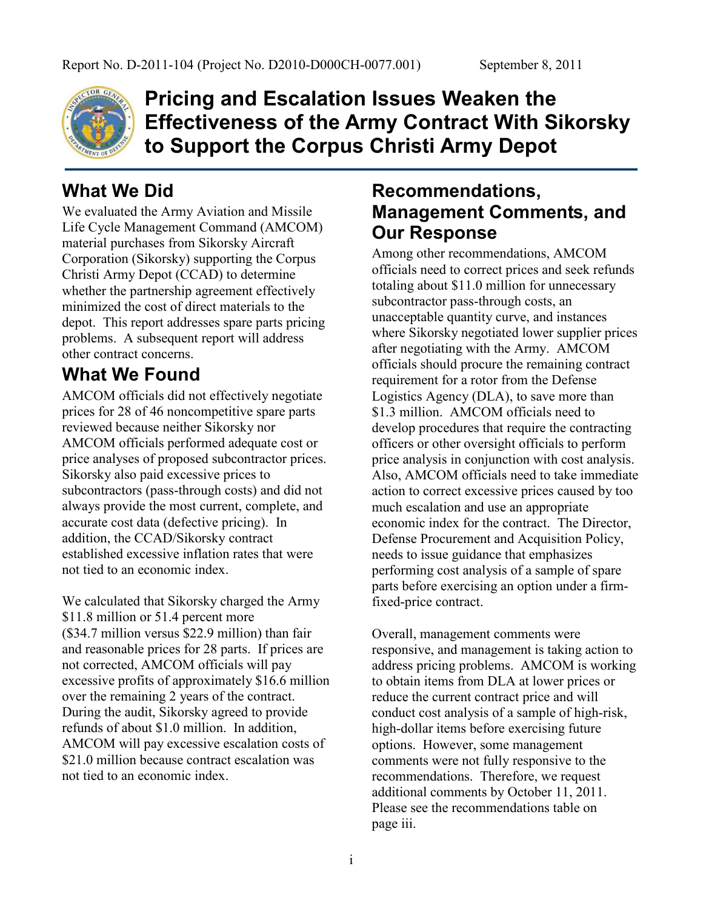Report No. D-2011-104 (Project No. D2010-D000CH-0077.001) September 8, 2011

# Pricing and Escalation Issues Weaken the Effectiveness of the Army Contract With Sikorsky to Support the Corpus Christi Army Depot

## What We Did

We evaluated the Army Aviation and Missile Life Cycle Management Command (AMCOM) material purchases from Sikorsky Aircraft Corporation (Sikorsky) supporting the Corpus Christi Army Depot (CCAD) to determine whether the partnership agreement effectively minimized the cost of direct materials to the depot. This report addresses spare parts pricing problems. A subsequent report will address other contract concerns.

## What We Found

AMCOM officials did not effectively negotiate prices for 28 of 46 noncompetitive spare parts reviewed because neither Sikorsky nor AMCOM officials performed adequate cost or price analyses of proposed subcontractor prices. Sikorsky also paid excessive prices to subcontractors (pass-through costs) and did not always provide the most current, complete, and accurate cost data (defective pricing). In addition, the CCAD/Sikorsky contract established excessive inflation rates that were not tied to an economic index.

We calculated that Sikorsky charged the Army $11.8 million or 51.4 percent more ($34.7 million versus $22.9 million) than fair and reasonable prices for 28 parts. If prices are not corrected, AMCOM officials will pay excessive profits of approximately $16.6 million over the remaining 2 years of the contract. During the audit, Sikorsky agreed to provide refunds of about $1.0 million. In addition, AMCOM will pay excessive escalation costs of $21.0 million because contract escalation was not tied to an economic index.

## Recommendations, Management Comments, and Our Response

Among other recommendations, AMCOM officials need to correct prices and seek refunds totaling about $11.0 million for unnecessary subcontractor pass-through costs, an unacceptable quantity curve, and instances where Sikorsky negotiated lower supplier prices after negotiating with the Army. AMCOM officials should procure the remaining contract requirement for a rotor from the Defense Logistics Agency (DLA), to save more than $1.3 million. AMCOM officials need to develop procedures that require the contracting officers or other oversight officials to perform price analysis in conjunction with cost analysis. Also, AMCOM officials need to take immediate action to correct excessive prices caused by too much escalation and use an appropriate economic index for the contract. The Director, Defense Procurement and Acquisition Policy, needs to issue guidance that emphasizes performing cost analysis of a sample of spare parts before exercising an option under a firm-fixed-price contract.

Overall, management comments were responsive, and management is taking action to address pricing problems. AMCOM is working to obtain items from DLA at lower prices or reduce the current contract price and will conduct cost analysis of a sample of high-risk, high-dollar items before exercising future options. However, some management comments were not fully responsive to the recommendations. Therefore, we request additional comments by October 11, 2011. Please see the recommendations table on page iii.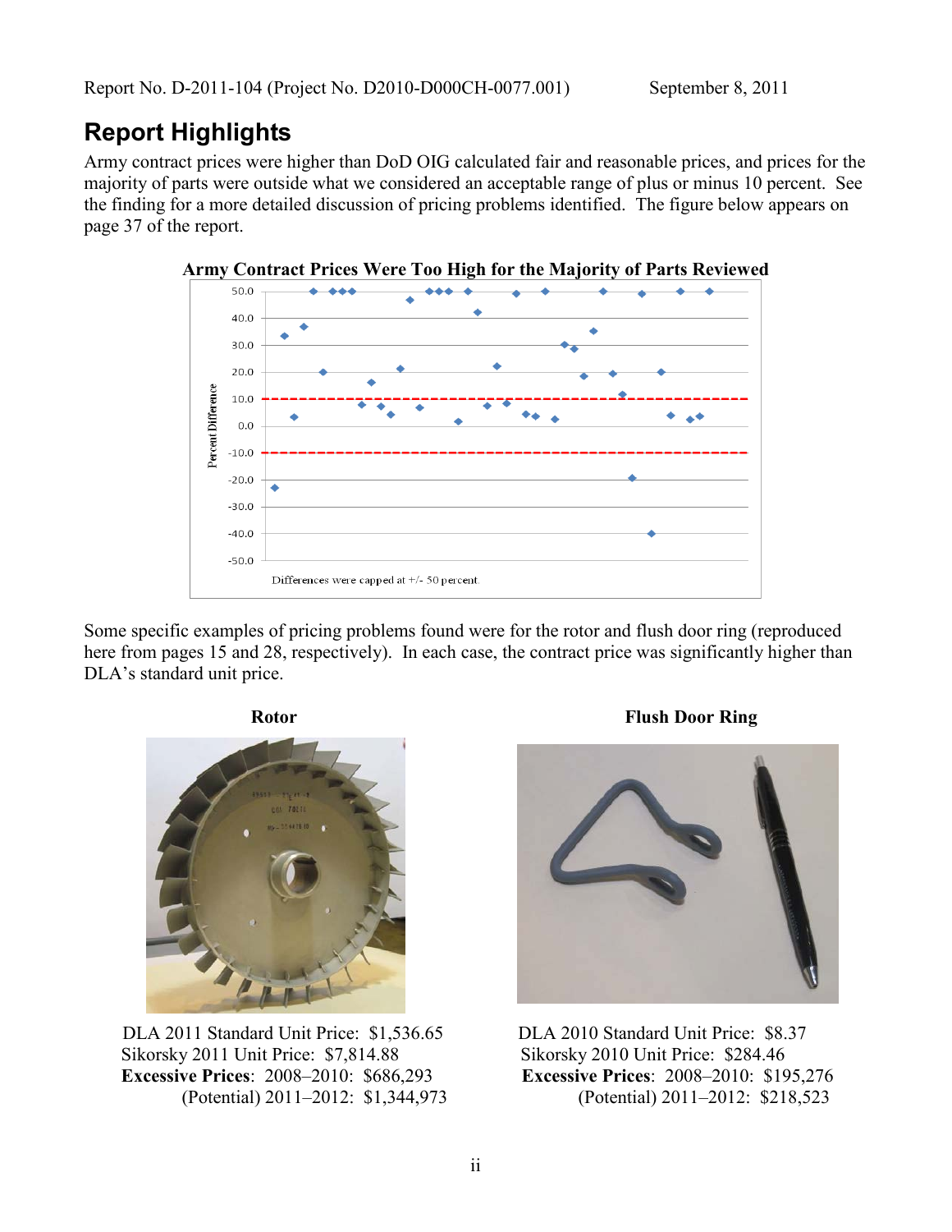Report No. D-2011-104 (Project No. D2010-D000CH-0077.001) September 8, 2011

## Report Highlights

Army contract prices were higher than DoD OIG calculated fair and reasonable prices, and prices for the majority of parts were outside what we considered an acceptable range of plus or minus 10 percent. See the finding for a more detailed discussion of pricing problems identified. The figure below appears on page 37 of the report.

**Army Contract Prices Were Too High for the Majority of Parts Reviewed**

Differences were capped at +/- 50 percent.

Some specific examples of pricing problems found were for the rotor and flush door ring (reproduced here from pages 15 and 28, respectively). In each case, the contract price was significantly higher than DLA's standard unit price.

**Rotor**

DLA 2011 Standard Unit Price: $1,536.65
Sikorsky 2011 Unit Price: $7,814.88
**Excessive Prices**: 2008–2010: $686,293
(Potential) 2011–2012: $1,344,973

**Flush Door Ring**

DLA 2010 Standard Unit Price: $8.37
Sikorsky 2010 Unit Price: $284.46
**Excessive Prices**: 2008–2010: $195,276
(Potential) 2011–2012: $218,523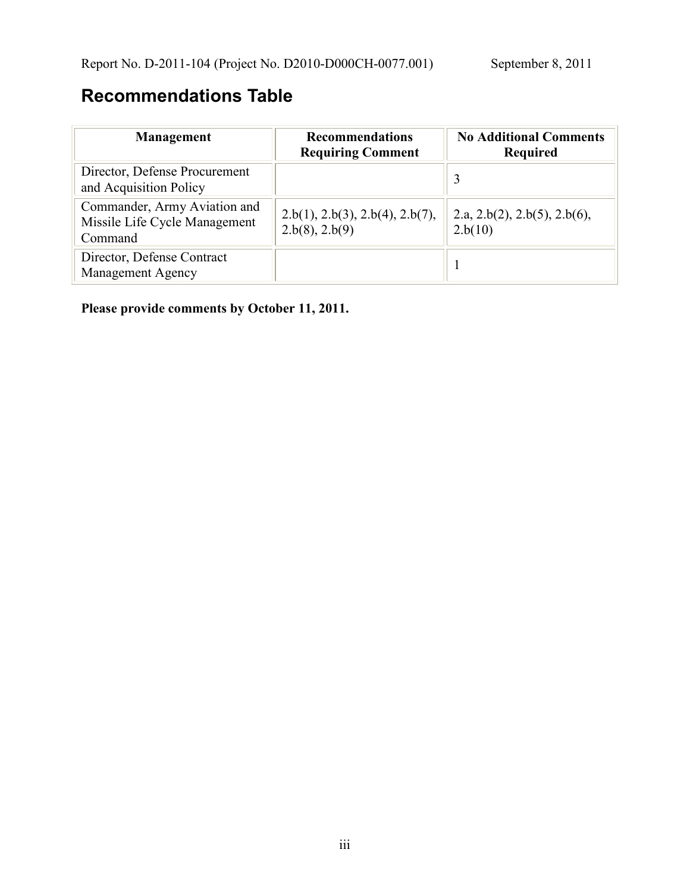Report No. D-2011-104 (Project No. D2010-D000CH-0077.001) September 8, 2011

# Recommendations Table

| Management | Recommendations Requiring Comment | No Additional Comments Required |
|---|---|---|
| Director, Defense Procurement and Acquisition Policy | | 3 |
| Commander, Army Aviation and Missile Life Cycle Management Command | 2.b(1), 2.b(3), 2.b(4), 2.b(7), 2.b(8), 2.b(9) | 2.a, 2.b(2), 2.b(5), 2.b(6), 2.b(10) |
| Director, Defense Contract Management Agency | | 1 |

**Please provide comments by October 11, 2011.**